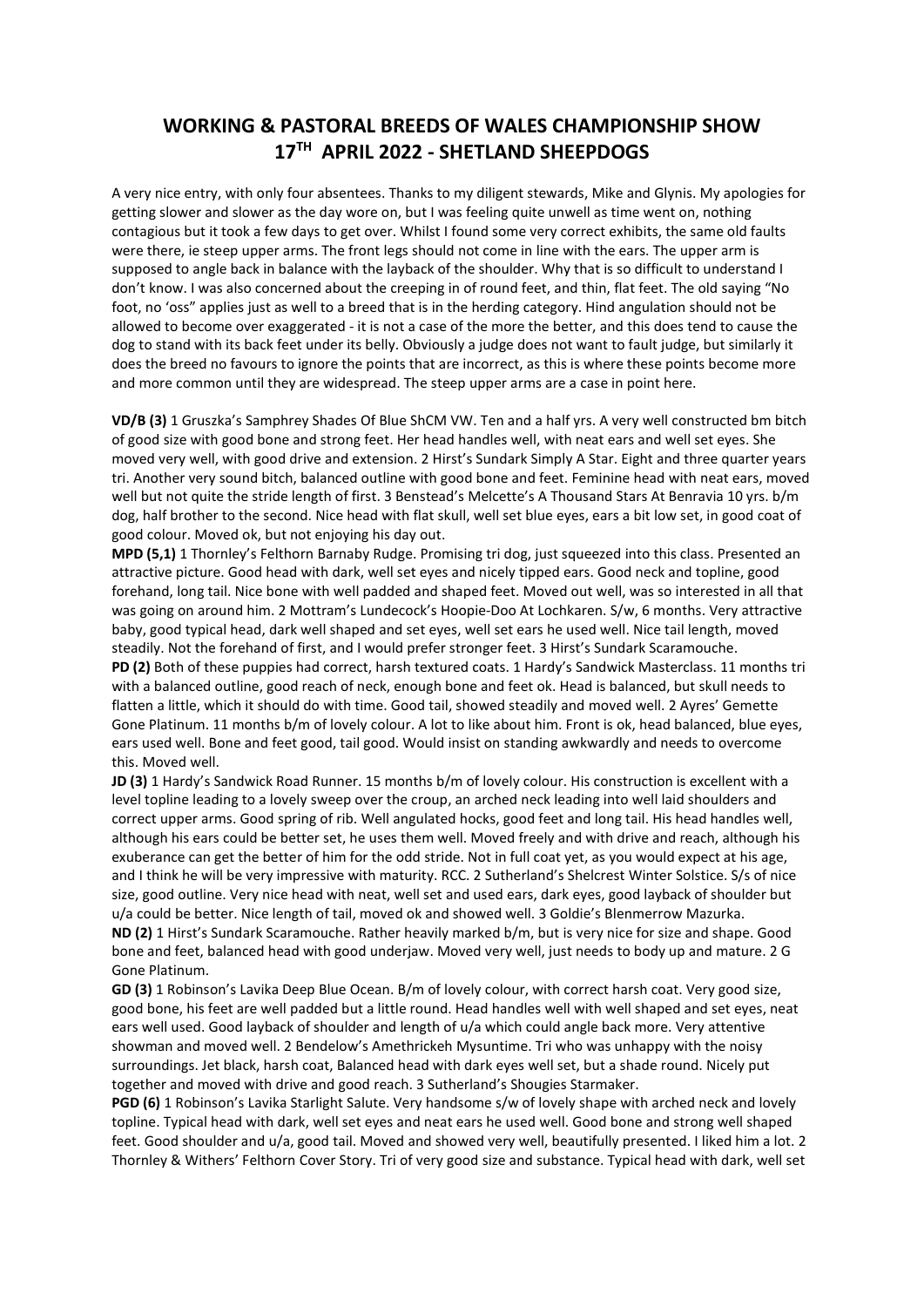# WORKING & PASTORAL BREEDS OF WALES CHAMPIONSHIP SHOW
## 17TH APRIL 2022 - SHETLAND SHEEPDOGS

A very nice entry, with only four absentees. Thanks to my diligent stewards, Mike and Glynis. My apologies for getting slower and slower as the day wore on, but I was feeling quite unwell as time went on, nothing contagious but it took a few days to get over. Whilst I found some very correct exhibits, the same old faults were there, ie steep upper arms. The front legs should not come in line with the ears. The upper arm is supposed to angle back in balance with the layback of the shoulder. Why that is so difficult to understand I don't know. I was also concerned about the creeping in of round feet, and thin, flat feet. The old saying "No foot, no 'oss" applies just as well to a breed that is in the herding category. Hind angulation should not be allowed to become over exaggerated - it is not a case of the more the better, and this does tend to cause the dog to stand with its back feet under its belly. Obviously a judge does not want to fault judge, but similarly it does the breed no favours to ignore the points that are incorrect, as this is where these points become more and more common until they are widespread. The steep upper arms are a case in point here.

**VD/B (3)** 1 Gruszka's Samphrey Shades Of Blue ShCM VW. Ten and a half yrs. A very well constructed bm bitch of good size with good bone and strong feet. Her head handles well, with neat ears and well set eyes. She moved very well, with good drive and extension. 2 Hirst's Sundark Simply A Star. Eight and three quarter years tri. Another very sound bitch, balanced outline with good bone and feet. Feminine head with neat ears, moved well but not quite the stride length of first. 3 Benstead's Melcette's A Thousand Stars At Benravia 10 yrs. b/m dog, half brother to the second. Nice head with flat skull, well set blue eyes, ears a bit low set, in good coat of good colour. Moved ok, but not enjoying his day out.

**MPD (5,1)** 1 Thornley's Felthorn Barnaby Rudge. Promising tri dog, just squeezed into this class. Presented an attractive picture. Good head with dark, well set eyes and nicely tipped ears. Good neck and topline, good forehand, long tail. Nice bone with well padded and shaped feet. Moved out well, was so interested in all that was going on around him. 2 Mottram's Lundecock's Hoopie-Doo At Lochkaren. S/w, 6 months. Very attractive baby, good typical head, dark well shaped and set eyes, well set ears he used well. Nice tail length, moved steadily. Not the forehand of first, and I would prefer stronger feet. 3 Hirst's Sundark Scaramouche.

**PD (2)** Both of these puppies had correct, harsh textured coats. 1 Hardy's Sandwick Masterclass. 11 months tri with a balanced outline, good reach of neck, enough bone and feet ok. Head is balanced, but skull needs to flatten a little, which it should do with time. Good tail, showed steadily and moved well. 2 Ayres' Gemette Gone Platinum. 11 months b/m of lovely colour. A lot to like about him. Front is ok, head balanced, blue eyes, ears used well. Bone and feet good, tail good. Would insist on standing awkwardly and needs to overcome this. Moved well.

**JD (3)** 1 Hardy's Sandwick Road Runner. 15 months b/m of lovely colour. His construction is excellent with a level topline leading to a lovely sweep over the croup, an arched neck leading into well laid shoulders and correct upper arms. Good spring of rib. Well angulated hocks, good feet and long tail. His head handles well, although his ears could be better set, he uses them well. Moved freely and with drive and reach, although his exuberance can get the better of him for the odd stride. Not in full coat yet, as you would expect at his age, and I think he will be very impressive with maturity. RCC. 2 Sutherland's Shelcrest Winter Solstice. S/s of nice size, good outline. Very nice head with neat, well set and used ears, dark eyes, good layback of shoulder but u/a could be better. Nice length of tail, moved ok and showed well. 3 Goldie's Blenmerrow Mazurka.

**ND (2)** 1 Hirst's Sundark Scaramouche. Rather heavily marked b/m, but is very nice for size and shape. Good bone and feet, balanced head with good underjaw. Moved very well, just needs to body up and mature. 2 G Gone Platinum.

**GD (3)** 1 Robinson's Lavika Deep Blue Ocean. B/m of lovely colour, with correct harsh coat. Very good size, good bone, his feet are well padded but a little round. Head handles well with well shaped and set eyes, neat ears well used. Good layback of shoulder and length of u/a which could angle back more. Very attentive showman and moved well. 2 Bendelow's Amethrickeh Mysuntime. Tri who was unhappy with the noisy surroundings. Jet black, harsh coat, Balanced head with dark eyes well set, but a shade round. Nicely put together and moved with drive and good reach. 3 Sutherland's Shougies Starmaker.

**PGD (6)** 1 Robinson's Lavika Starlight Salute. Very handsome s/w of lovely shape with arched neck and lovely topline. Typical head with dark, well set eyes and neat ears he used well. Good bone and strong well shaped feet. Good shoulder and u/a, good tail. Moved and showed very well, beautifully presented. I liked him a lot. 2 Thornley & Withers' Felthorn Cover Story. Tri of very good size and substance. Typical head with dark, well set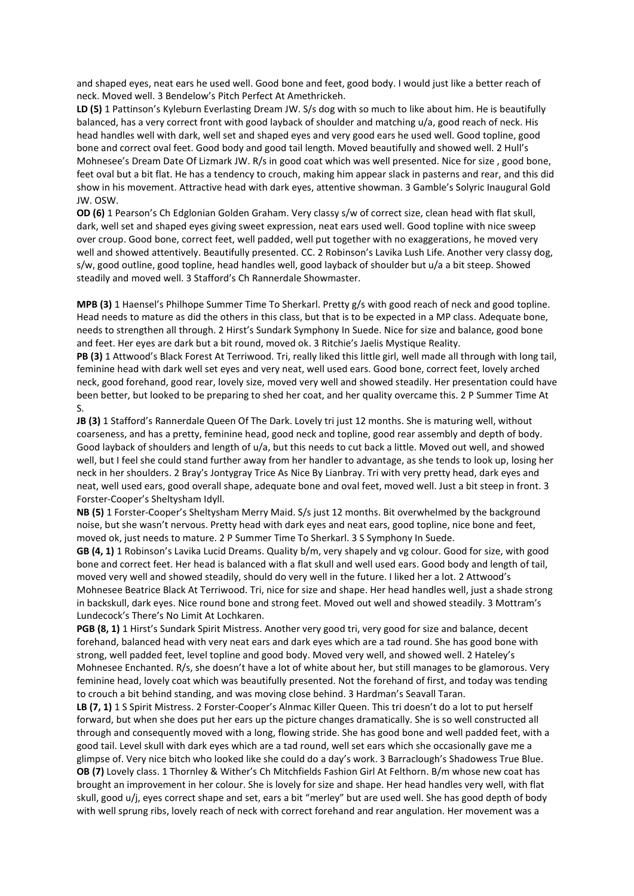and shaped eyes, neat ears he used well. Good bone and feet, good body. I would just like a better reach of neck. Moved well. 3 Bendelow's Pitch Perfect At Amethrickeh.

**LD (5)** 1 Pattinson's Kyleburn Everlasting Dream JW. S/s dog with so much to like about him. He is beautifully balanced, has a very correct front with good layback of shoulder and matching u/a, good reach of neck. His head handles well with dark, well set and shaped eyes and very good ears he used well. Good topline, good bone and correct oval feet. Good body and good tail length. Moved beautifully and showed well. 2 Hull's Mohnesee's Dream Date Of Lizmark JW. R/s in good coat which was well presented. Nice for size , good bone, feet oval but a bit flat. He has a tendency to crouch, making him appear slack in pasterns and rear, and this did show in his movement. Attractive head with dark eyes, attentive showman. 3 Gamble's Solyric Inaugural Gold JW. OSW.

**OD (6)** 1 Pearson's Ch Edglonian Golden Graham. Very classy s/w of correct size, clean head with flat skull, dark, well set and shaped eyes giving sweet expression, neat ears used well. Good topline with nice sweep over croup. Good bone, correct feet, well padded, well put together with no exaggerations, he moved very well and showed attentively. Beautifully presented. CC. 2 Robinson's Lavika Lush Life. Another very classy dog, s/w, good outline, good topline, head handles well, good layback of shoulder but u/a a bit steep. Showed steadily and moved well. 3 Stafford's Ch Rannerdale Showmaster.

**MPB (3)** 1 Haensel's Philhope Summer Time To Sherkarl. Pretty g/s with good reach of neck and good topline. Head needs to mature as did the others in this class, but that is to be expected in a MP class. Adequate bone, needs to strengthen all through. 2 Hirst's Sundark Symphony In Suede. Nice for size and balance, good bone and feet. Her eyes are dark but a bit round, moved ok. 3 Ritchie's Jaelis Mystique Reality.

**PB (3)** 1 Attwood's Black Forest At Terriwood. Tri, really liked this little girl, well made all through with long tail, feminine head with dark well set eyes and very neat, well used ears. Good bone, correct feet, lovely arched neck, good forehand, good rear, lovely size, moved very well and showed steadily. Her presentation could have been better, but looked to be preparing to shed her coat, and her quality overcame this. 2 P Summer Time At S.

**JB (3)** 1 Stafford's Rannerdale Queen Of The Dark. Lovely tri just 12 months. She is maturing well, without coarseness, and has a pretty, feminine head, good neck and topline, good rear assembly and depth of body. Good layback of shoulders and length of u/a, but this needs to cut back a little. Moved out well, and showed well, but I feel she could stand further away from her handler to advantage, as she tends to look up, losing her neck in her shoulders. 2 Bray's Jontygray Trice As Nice By Lianbray. Tri with very pretty head, dark eyes and neat, well used ears, good overall shape, adequate bone and oval feet, moved well. Just a bit steep in front. 3 Forster-Cooper's Sheltysham Idyll.

**NB (5)** 1 Forster-Cooper's Sheltysham Merry Maid. S/s just 12 months. Bit overwhelmed by the background noise, but she wasn't nervous. Pretty head with dark eyes and neat ears, good topline, nice bone and feet, moved ok, just needs to mature. 2 P Summer Time To Sherkarl. 3 S Symphony In Suede.

**GB (4, 1)** 1 Robinson's Lavika Lucid Dreams. Quality b/m, very shapely and vg colour. Good for size, with good bone and correct feet. Her head is balanced with a flat skull and well used ears. Good body and length of tail, moved very well and showed steadily, should do very well in the future. I liked her a lot. 2 Attwood's Mohnesee Beatrice Black At Terriwood. Tri, nice for size and shape. Her head handles well, just a shade strong in backskull, dark eyes. Nice round bone and strong feet. Moved out well and showed steadily. 3 Mottram's Lundecock's There's No Limit At Lochkaren.

**PGB (8, 1)** 1 Hirst's Sundark Spirit Mistress. Another very good tri, very good for size and balance, decent forehand, balanced head with very neat ears and dark eyes which are a tad round. She has good bone with strong, well padded feet, level topline and good body. Moved very well, and showed well. 2 Hateley's Mohnesee Enchanted. R/s, she doesn't have a lot of white about her, but still manages to be glamorous. Very feminine head, lovely coat which was beautifully presented. Not the forehand of first, and today was tending to crouch a bit behind standing, and was moving close behind. 3 Hardman's Seavall Taran.

**LB (7, 1)** 1 S Spirit Mistress. 2 Forster-Cooper's Alnmac Killer Queen. This tri doesn't do a lot to put herself forward, but when she does put her ears up the picture changes dramatically. She is so well constructed all through and consequently moved with a long, flowing stride. She has good bone and well padded feet, with a good tail. Level skull with dark eyes which are a tad round, well set ears which she occasionally gave me a glimpse of. Very nice bitch who looked like she could do a day's work. 3 Barraclough's Shadowess True Blue.

**OB (7)** Lovely class. 1 Thornley & Wither's Ch Mitchfields Fashion Girl At Felthorn. B/m whose new coat has brought an improvement in her colour. She is lovely for size and shape. Her head handles very well, with flat skull, good u/j, eyes correct shape and set, ears a bit "merley" but are used well. She has good depth of body with well sprung ribs, lovely reach of neck with correct forehand and rear angulation. Her movement was a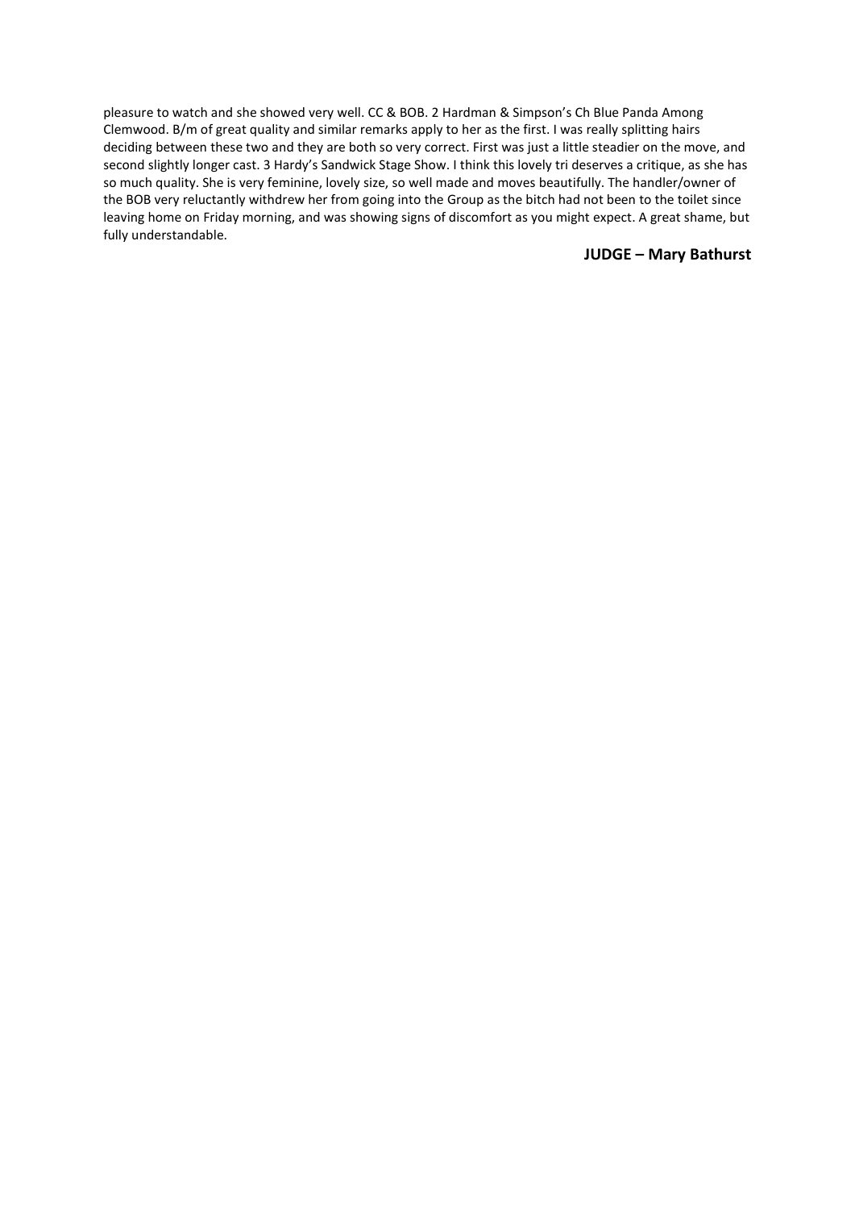pleasure to watch and she showed very well. CC & BOB. 2 Hardman & Simpson's Ch Blue Panda Among Clemwood. B/m of great quality and similar remarks apply to her as the first. I was really splitting hairs deciding between these two and they are both so very correct. First was just a little steadier on the move, and second slightly longer cast. 3 Hardy's Sandwick Stage Show. I think this lovely tri deserves a critique, as she has so much quality. She is very feminine, lovely size, so well made and moves beautifully. The handler/owner of the BOB very reluctantly withdrew her from going into the Group as the bitch had not been to the toilet since leaving home on Friday morning, and was showing signs of discomfort as you might expect. A great shame, but fully understandable.

**JUDGE – Mary Bathurst**